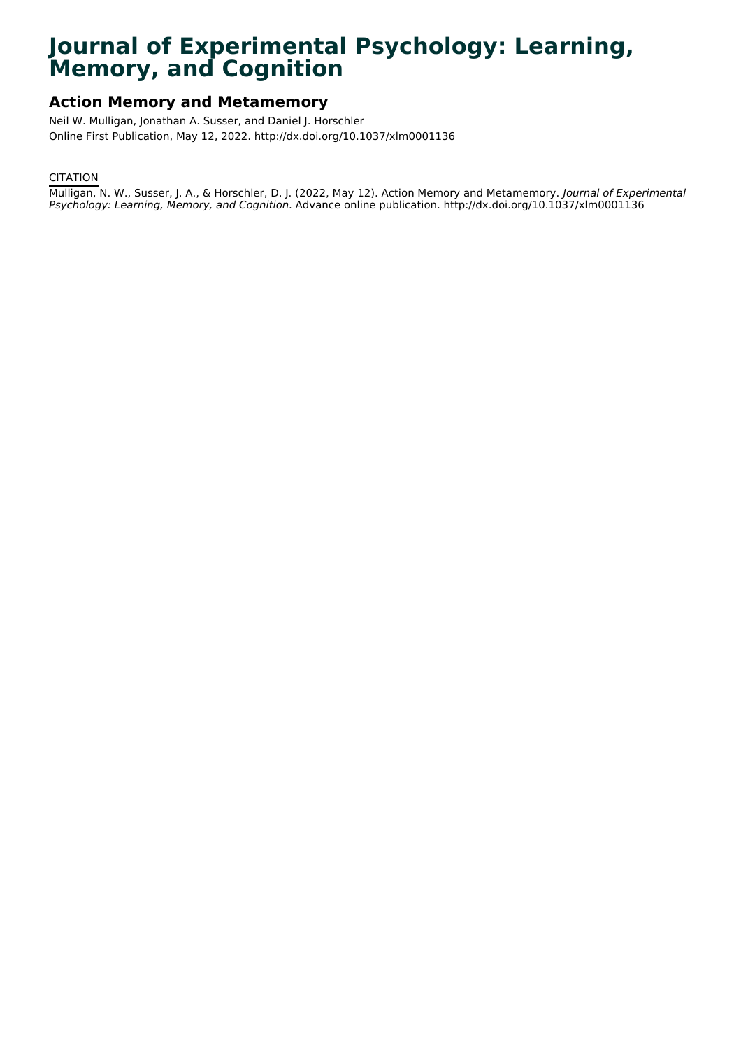# Journal of Experimental Psychology: Learning, Memory, and Cognition

## Action Memory and Metamemory

Neil W. Mulligan, Jonathan A. Susser, and Daniel J. Horschler

Online First Publication, May 12, 2022. http://dx.doi.org/10.1037/xlm0001136

CITATION

Mulligan, N. W., Susser, J. A., & Horschler, D. J. (2022, May 12). Action Memory and Metamemory. *Journal of Experimental Psychology: Learning, Memory, and Cognition*. Advance online publication. http://dx.doi.org/10.1037/xlm0001136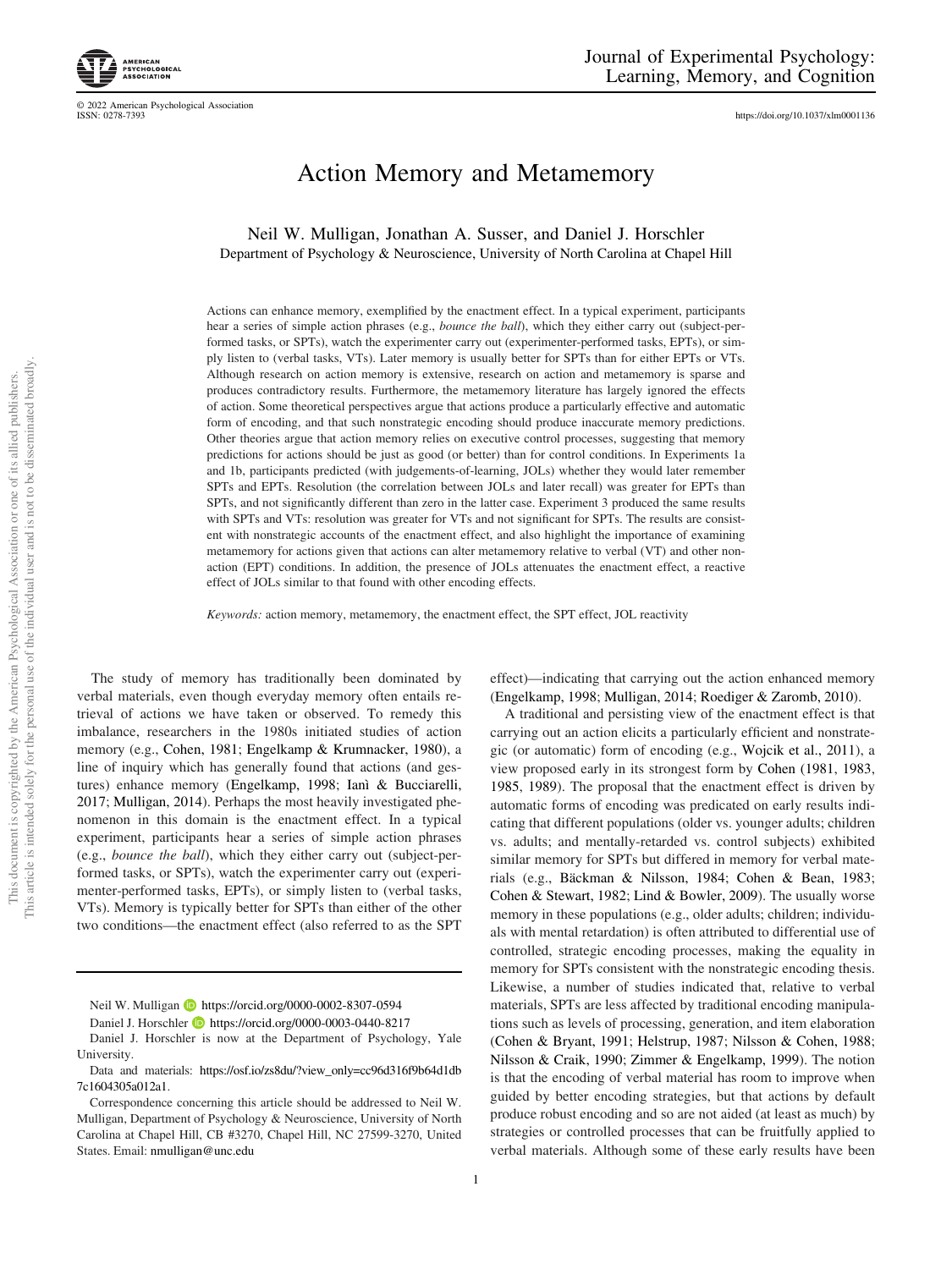# Action Memory and Metamemory

Neil W. Mulligan, Jonathan A. Susser, and Daniel J. Horschler

Department of Psychology & Neuroscience, University of North Carolina at Chapel Hill

Actions can enhance memory, exemplified by the enactment effect. In a typical experiment, participants hear a series of simple action phrases (e.g., *bounce the ball*), which they either carry out (subject-performed tasks, or SPTs), watch the experimenter carry out (experimenter-performed tasks, EPTs), or simply listen to (verbal tasks, VTs). Later memory is usually better for SPTs than for either EPTs or VTs. Although research on action memory is extensive, research on action and metamemory is sparse and produces contradictory results. Furthermore, the metamemory literature has largely ignored the effects of action. Some theoretical perspectives argue that actions produce a particularly effective and automatic form of encoding, and that such nonstrategic encoding should produce inaccurate memory predictions. Other theories argue that action memory relies on executive control processes, suggesting that memory predictions for actions should be just as good (or better) than for control conditions. In Experiments 1a and 1b, participants predicted (with judgements-of-learning, JOLs) whether they would later remember SPTs and EPTs. Resolution (the correlation between JOLs and later recall) was greater for EPTs than SPTs, and not significantly different than zero in the latter case. Experiment 3 produced the same results with SPTs and VTs: resolution was greater for VTs and not significant for SPTs. The results are consistent with nonstrategic accounts of the enactment effect, and also highlight the importance of examining metamemory for actions given that actions can alter metamemory relative to verbal (VT) and other non-action (EPT) conditions. In addition, the presence of JOLs attenuates the enactment effect, a reactive effect of JOLs similar to that found with other encoding effects.

*Keywords:* action memory, metamemory, the enactment effect, the SPT effect, JOL reactivity

The study of memory has traditionally been dominated by verbal materials, even though everyday memory often entails retrieval of actions we have taken or observed. To remedy this imbalance, researchers in the 1980s initiated studies of action memory (e.g., Cohen, 1981; Engelkamp & Krumnacker, 1980), a line of inquiry which has generally found that actions (and gestures) enhance memory (Engelkamp, 1998; Ianì & Bucciarelli, 2017; Mulligan, 2014). Perhaps the most heavily investigated phenomenon in this domain is the enactment effect. In a typical experiment, participants hear a series of simple action phrases (e.g., *bounce the ball*), which they either carry out (subject-performed tasks, or SPTs), watch the experimenter carry out (experimenter-performed tasks, EPTs), or simply listen to (verbal tasks, VTs). Memory is typically better for SPTs than either of the other two conditions—the enactment effect (also referred to as the SPT effect)—indicating that carrying out the action enhanced memory (Engelkamp, 1998; Mulligan, 2014; Roediger & Zaromb, 2010).

A traditional and persisting view of the enactment effect is that carrying out an action elicits a particularly efficient and nonstrategic (or automatic) form of encoding (e.g., Wojcik et al., 2011), a view proposed early in its strongest form by Cohen (1981, 1983, 1985, 1989). The proposal that the enactment effect is driven by automatic forms of encoding was predicated on early results indicating that different populations (older vs. younger adults; children vs. adults; and mentally-retarded vs. control subjects) exhibited similar memory for SPTs but differed in memory for verbal materials (e.g., Bäckman & Nilsson, 1984; Cohen & Bean, 1983; Cohen & Stewart, 1982; Lind & Bowler, 2009). The usually worse memory in these populations (e.g., older adults; children; individuals with mental retardation) is often attributed to differential use of controlled, strategic encoding processes, making the equality in memory for SPTs consistent with the nonstrategic encoding thesis. Likewise, a number of studies indicated that, relative to verbal materials, SPTs are less affected by traditional encoding manipulations such as levels of processing, generation, and item elaboration (Cohen & Bryant, 1991; Helstrup, 1987; Nilsson & Cohen, 1988; Nilsson & Craik, 1990; Zimmer & Engelkamp, 1999). The notion is that the encoding of verbal material has room to improve when guided by better encoding strategies, but that actions by default produce robust encoding and so are not aided (at least as much) by strategies or controlled processes that can be fruitfully applied to verbal materials. Although some of these early results have been

Neil W. Mulligan https://orcid.org/0000-0002-8307-0594

Daniel J. Horschler https://orcid.org/0000-0003-0440-8217

Daniel J. Horschler is now at the Department of Psychology, Yale University.

Data and materials: https://osf.io/zs8du/?view_only=cc96d316f9b64d1db7c1604305a012a1.

Correspondence concerning this article should be addressed to Neil W. Mulligan, Department of Psychology & Neuroscience, University of North Carolina at Chapel Hill, CB #3270, Chapel Hill, NC 27599-3270, United States. Email: nmulligan@unc.edu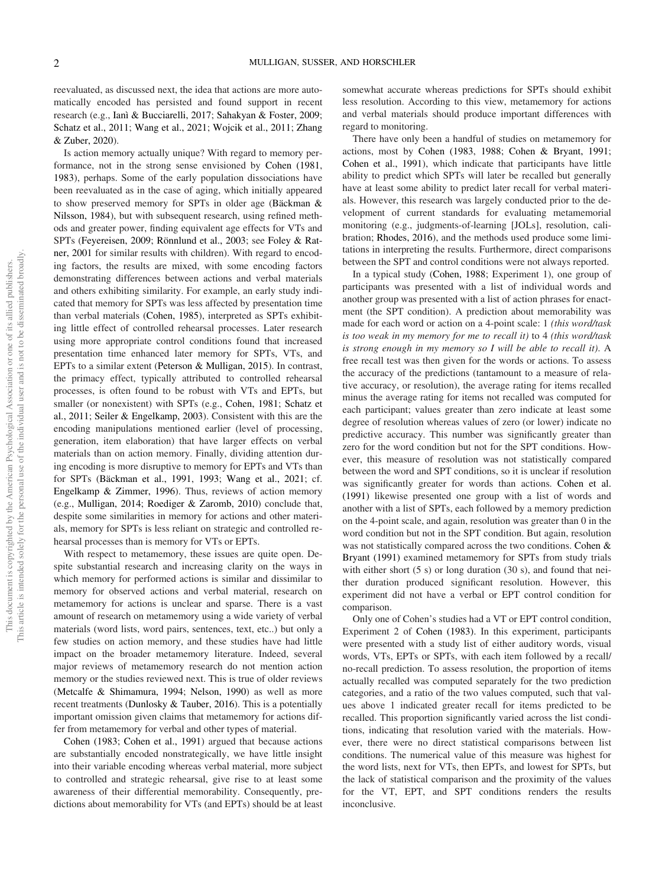reevaluated, as discussed next, the idea that actions are more automatically encoded has persisted and found support in recent research (e.g., Ianì & Bucciarelli, 2017; Sahakyan & Foster, 2009; Schatz et al., 2011; Wang et al., 2021; Wojcik et al., 2011; Zhang & Zuber, 2020).

Is action memory actually unique? With regard to memory performance, not in the strong sense envisioned by Cohen (1981, 1983), perhaps. Some of the early population dissociations have been reevaluated as in the case of aging, which initially appeared to show preserved memory for SPTs in older age (Bäckman & Nilsson, 1984), but with subsequent research, using refined methods and greater power, finding equivalent age effects for VTs and SPTs (Feyereisen, 2009; Rönnlund et al., 2003; see Foley & Ratner, 2001 for similar results with children). With regard to encoding factors, the results are mixed, with some encoding factors demonstrating differences between actions and verbal materials and others exhibiting similarity. For example, an early study indicated that memory for SPTs was less affected by presentation time than verbal materials (Cohen, 1985), interpreted as SPTs exhibiting little effect of controlled rehearsal processes. Later research using more appropriate control conditions found that increased presentation time enhanced later memory for SPTs, VTs, and EPTs to a similar extent (Peterson & Mulligan, 2015). In contrast, the primacy effect, typically attributed to controlled rehearsal processes, is often found to be robust with VTs and EPTs, but smaller (or nonexistent) with SPTs (e.g., Cohen, 1981; Schatz et al., 2011; Seiler & Engelkamp, 2003). Consistent with this are the encoding manipulations mentioned earlier (level of processing, generation, item elaboration) that have larger effects on verbal materials than on action memory. Finally, dividing attention during encoding is more disruptive to memory for EPTs and VTs than for SPTs (Bäckman et al., 1991, 1993; Wang et al., 2021; cf. Engelkamp & Zimmer, 1996). Thus, reviews of action memory (e.g., Mulligan, 2014; Roediger & Zaromb, 2010) conclude that, despite some similarities in memory for actions and other materials, memory for SPTs is less reliant on strategic and controlled rehearsal processes than is memory for VTs or EPTs.

With respect to metamemory, these issues are quite open. Despite substantial research and increasing clarity on the ways in which memory for performed actions is similar and dissimilar to memory for observed actions and verbal material, research on metamemory for actions is unclear and sparse. There is a vast amount of research on metamemory using a wide variety of verbal materials (word lists, word pairs, sentences, text, etc..) but only a few studies on action memory, and these studies have had little impact on the broader metamemory literature. Indeed, several major reviews of metamemory research do not mention action memory or the studies reviewed next. This is true of older reviews (Metcalfe & Shimamura, 1994; Nelson, 1990) as well as more recent treatments (Dunlosky & Tauber, 2016). This is a potentially important omission given claims that metamemory for actions differ from metamemory for verbal and other types of material.

Cohen (1983; Cohen et al., 1991) argued that because actions are substantially encoded nonstrategically, we have little insight into their variable encoding whereas verbal material, more subject to controlled and strategic rehearsal, give rise to at least some awareness of their differential memorability. Consequently, predictions about memorability for VTs (and EPTs) should be at least somewhat accurate whereas predictions for SPTs should exhibit less resolution. According to this view, metamemory for actions and verbal materials should produce important differences with regard to monitoring.

There have only been a handful of studies on metamemory for actions, most by Cohen (1983, 1988; Cohen & Bryant, 1991; Cohen et al., 1991), which indicate that participants have little ability to predict which SPTs will later be recalled but generally have at least some ability to predict later recall for verbal materials. However, this research was largely conducted prior to the development of current standards for evaluating metamemorial monitoring (e.g., judgments-of-learning [JOLs], resolution, calibration; Rhodes, 2016), and the methods used produce some limitations in interpreting the results. Furthermore, direct comparisons between the SPT and control conditions were not always reported.

In a typical study (Cohen, 1988; Experiment 1), one group of participants was presented with a list of individual words and another group was presented with a list of action phrases for enactment (the SPT condition). A prediction about memorability was made for each word or action on a 4-point scale: 1 *(this word/task is too weak in my memory for me to recall it)* to 4 *(this word/task is strong enough in my memory so I will be able to recall it)*. A free recall test was then given for the words or actions. To assess the accuracy of the predictions (tantamount to a measure of relative accuracy, or resolution), the average rating for items recalled minus the average rating for items not recalled was computed for each participant; values greater than zero indicate at least some degree of resolution whereas values of zero (or lower) indicate no predictive accuracy. This number was significantly greater than zero for the word condition but not for the SPT conditions. However, this measure of resolution was not statistically compared between the word and SPT conditions, so it is unclear if resolution was significantly greater for words than actions. Cohen et al. (1991) likewise presented one group with a list of words and another with a list of SPTs, each followed by a memory prediction on the 4-point scale, and again, resolution was greater than 0 in the word condition but not in the SPT condition. But again, resolution was not statistically compared across the two conditions. Cohen & Bryant (1991) examined metamemory for SPTs from study trials with either short (5 s) or long duration (30 s), and found that neither duration produced significant resolution. However, this experiment did not have a verbal or EPT control condition for comparison.

Only one of Cohen's studies had a VT or EPT control condition, Experiment 2 of Cohen (1983). In this experiment, participants were presented with a study list of either auditory words, visual words, VTs, EPTs or SPTs, with each item followed by a recall/no-recall prediction. To assess resolution, the proportion of items actually recalled was computed separately for the two prediction categories, and a ratio of the two values computed, such that values above 1 indicated greater recall for items predicted to be recalled. This proportion significantly varied across the list conditions, indicating that resolution varied with the materials. However, there were no direct statistical comparisons between list conditions. The numerical value of this measure was highest for the word lists, next for VTs, then EPTs, and lowest for SPTs, but the lack of statistical comparison and the proximity of the values for the VT, EPT, and SPT conditions renders the results inconclusive.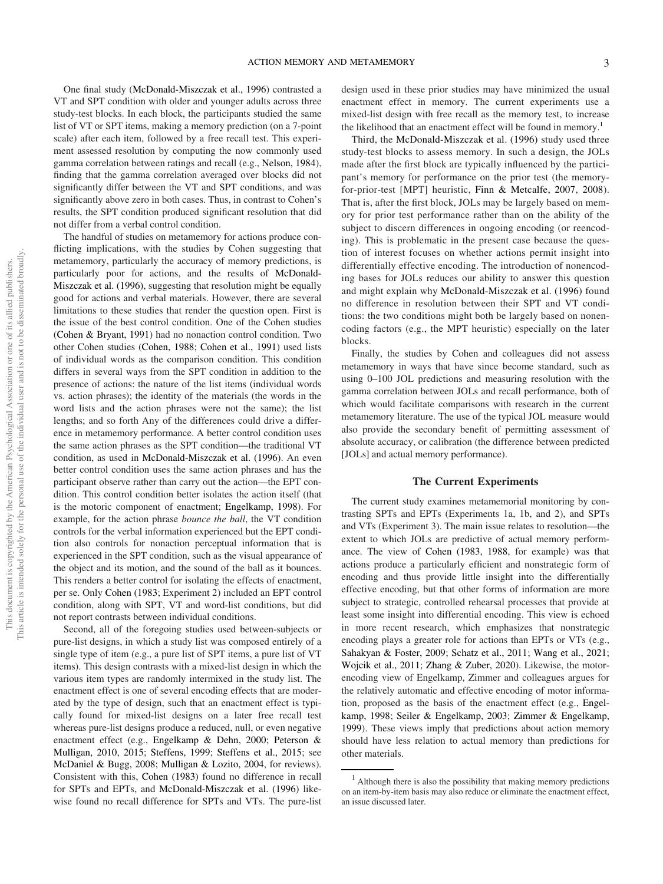One final study (McDonald-Miszczak et al., 1996) contrasted a VT and SPT condition with older and younger adults across three study-test blocks. In each block, the participants studied the same list of VT or SPT items, making a memory prediction (on a 7-point scale) after each item, followed by a free recall test. This experiment assessed resolution by computing the now commonly used gamma correlation between ratings and recall (e.g., Nelson, 1984), finding that the gamma correlation averaged over blocks did not significantly differ between the VT and SPT conditions, and was significantly above zero in both cases. Thus, in contrast to Cohen's results, the SPT condition produced significant resolution that did not differ from a verbal control condition.

The handful of studies on metamemory for actions produce conflicting implications, with the studies by Cohen suggesting that metamemory, particularly the accuracy of memory predictions, is particularly poor for actions, and the results of McDonald-Miszczak et al. (1996), suggesting that resolution might be equally good for actions and verbal materials. However, there are several limitations to these studies that render the question open. First is the issue of the best control condition. One of the Cohen studies (Cohen & Bryant, 1991) had no nonaction control condition. Two other Cohen studies (Cohen, 1988; Cohen et al., 1991) used lists of individual words as the comparison condition. This condition differs in several ways from the SPT condition in addition to the presence of actions: the nature of the list items (individual words vs. action phrases); the identity of the materials (the words in the word lists and the action phrases were not the same); the list lengths; and so forth Any of the differences could drive a difference in metamemory performance. A better control condition uses the same action phrases as the SPT condition—the traditional VT condition, as used in McDonald-Miszczak et al. (1996). An even better control condition uses the same action phrases and has the participant observe rather than carry out the action—the EPT condition. This control condition better isolates the action itself (that is the motoric component of enactment; Engelkamp, 1998). For example, for the action phrase *bounce the ball*, the VT condition controls for the verbal information experienced but the EPT condition also controls for nonaction perceptual information that is experienced in the SPT condition, such as the visual appearance of the object and its motion, and the sound of the ball as it bounces. This renders a better control for isolating the effects of enactment, per se. Only Cohen (1983; Experiment 2) included an EPT control condition, along with SPT, VT and word-list conditions, but did not report contrasts between individual conditions.

Second, all of the foregoing studies used between-subjects or pure-list designs, in which a study list was composed entirely of a single type of item (e.g., a pure list of SPT items, a pure list of VT items). This design contrasts with a mixed-list design in which the various item types are randomly intermixed in the study list. The enactment effect is one of several encoding effects that are moderated by the type of design, such that an enactment effect is typically found for mixed-list designs on a later free recall test whereas pure-list designs produce a reduced, null, or even negative enactment effect (e.g., Engelkamp & Dehn, 2000; Peterson & Mulligan, 2010, 2015; Steffens, 1999; Steffens et al., 2015; see McDaniel & Bugg, 2008; Mulligan & Lozito, 2004, for reviews). Consistent with this, Cohen (1983) found no difference in recall for SPTs and EPTs, and McDonald-Miszczak et al. (1996) likewise found no recall difference for SPTs and VTs. The pure-list design used in these prior studies may have minimized the usual enactment effect in memory. The current experiments use a mixed-list design with free recall as the memory test, to increase the likelihood that an enactment effect will be found in memory.[1]

Third, the McDonald-Miszczak et al. (1996) study used three study-test blocks to assess memory. In such a design, the JOLs made after the first block are typically influenced by the participant's memory for performance on the prior test (the memory-for-prior-test [MPT] heuristic, Finn & Metcalfe, 2007, 2008). That is, after the first block, JOLs may be largely based on memory for prior test performance rather than on the ability of the subject to discern differences in ongoing encoding (or reencoding). This is problematic in the present case because the question of interest focuses on whether actions permit insight into differentially effective encoding. The introduction of nonencoding bases for JOLs reduces our ability to answer this question and might explain why McDonald-Miszczak et al. (1996) found no difference in resolution between their SPT and VT conditions: the two conditions might both be largely based on nonencoding factors (e.g., the MPT heuristic) especially on the later blocks.

Finally, the studies by Cohen and colleagues did not assess metamemory in ways that have since become standard, such as using 0–100 JOL predictions and measuring resolution with the gamma correlation between JOLs and recall performance, both of which would facilitate comparisons with research in the current metamemory literature. The use of the typical JOL measure would also provide the secondary benefit of permitting assessment of absolute accuracy, or calibration (the difference between predicted [JOLs] and actual memory performance).

## The Current Experiments

The current study examines metamemorial monitoring by contrasting SPTs and EPTs (Experiments 1a, 1b, and 2), and SPTs and VTs (Experiment 3). The main issue relates to resolution—the extent to which JOLs are predictive of actual memory performance. The view of Cohen (1983, 1988, for example) was that actions produce a particularly efficient and nonstrategic form of encoding and thus provide little insight into the differentially effective encoding, but that other forms of information are more subject to strategic, controlled rehearsal processes that provide at least some insight into differential encoding. This view is echoed in more recent research, which emphasizes that nonstrategic encoding plays a greater role for actions than EPTs or VTs (e.g., Sahakyan & Foster, 2009; Schatz et al., 2011; Wang et al., 2021; Wojcik et al., 2011; Zhang & Zuber, 2020). Likewise, the motor-encoding view of Engelkamp, Zimmer and colleagues argues for the relatively automatic and effective encoding of motor information, proposed as the basis of the enactment effect (e.g., Engelkamp, 1998; Seiler & Engelkamp, 2003; Zimmer & Engelkamp, 1999). These views imply that predictions about action memory should have less relation to actual memory than predictions for other materials.

[1] Although there is also the possibility that making memory predictions on an item-by-item basis may also reduce or eliminate the enactment effect, an issue discussed later.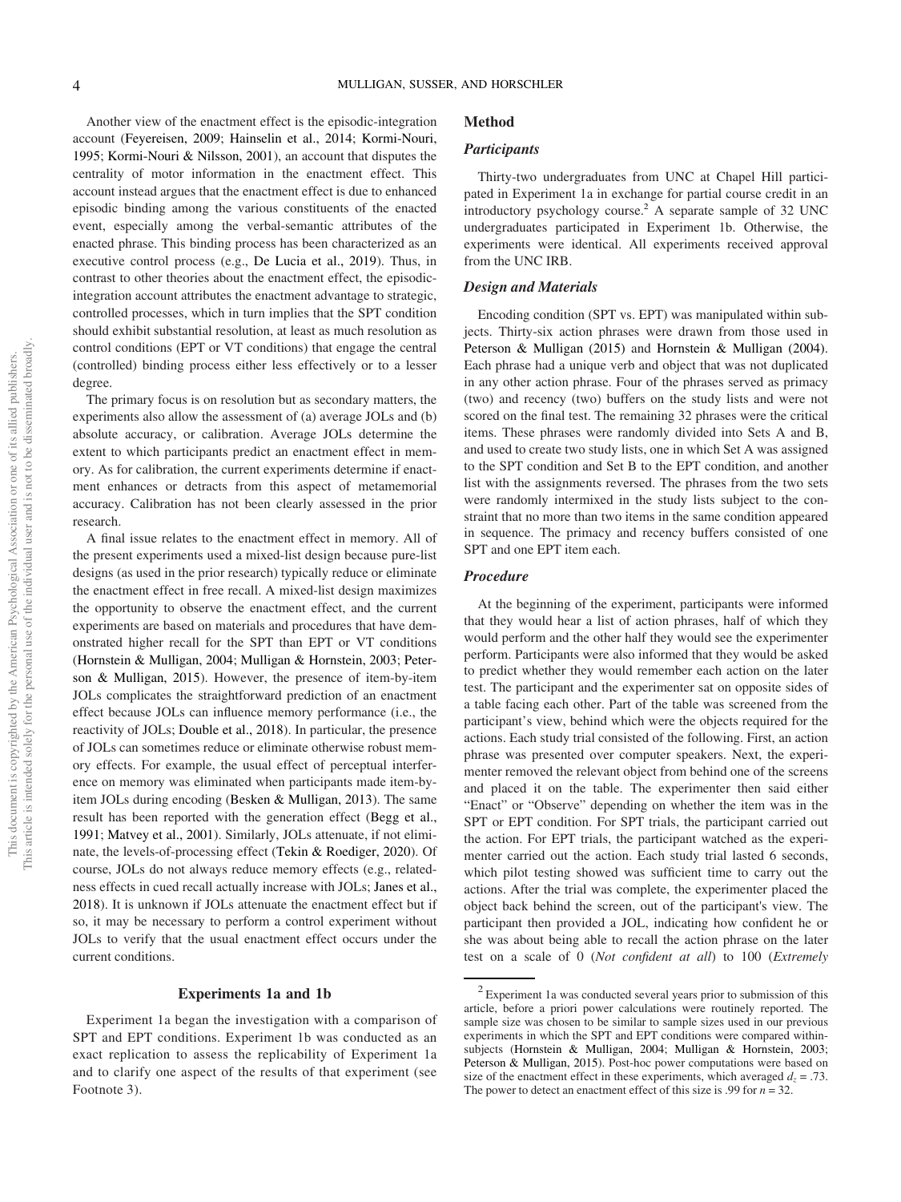Another view of the enactment effect is the episodic-integration account (Feyereisen, 2009; Hainselin et al., 2014; Kormi-Nouri, 1995; Kormi-Nouri & Nilsson, 2001), an account that disputes the centrality of motor information in the enactment effect. This account instead argues that the enactment effect is due to enhanced episodic binding among the various constituents of the enacted event, especially among the verbal-semantic attributes of the enacted phrase. This binding process has been characterized as an executive control process (e.g., De Lucia et al., 2019). Thus, in contrast to other theories about the enactment effect, the episodic-integration account attributes the enactment advantage to strategic, controlled processes, which in turn implies that the SPT condition should exhibit substantial resolution, at least as much resolution as control conditions (EPT or VT conditions) that engage the central (controlled) binding process either less effectively or to a lesser degree.

The primary focus is on resolution but as secondary matters, the experiments also allow the assessment of (a) average JOLs and (b) absolute accuracy, or calibration. Average JOLs determine the extent to which participants predict an enactment effect in memory. As for calibration, the current experiments determine if enactment enhances or detracts from this aspect of metamemorial accuracy. Calibration has not been clearly assessed in the prior research.

A final issue relates to the enactment effect in memory. All of the present experiments used a mixed-list design because pure-list designs (as used in the prior research) typically reduce or eliminate the enactment effect in free recall. A mixed-list design maximizes the opportunity to observe the enactment effect, and the current experiments are based on materials and procedures that have demonstrated higher recall for the SPT than EPT or VT conditions (Hornstein & Mulligan, 2004; Mulligan & Hornstein, 2003; Peterson & Mulligan, 2015). However, the presence of item-by-item JOLs complicates the straightforward prediction of an enactment effect because JOLs can influence memory performance (i.e., the reactivity of JOLs; Double et al., 2018). In particular, the presence of JOLs can sometimes reduce or eliminate otherwise robust memory effects. For example, the usual effect of perceptual interference on memory was eliminated when participants made item-by-item JOLs during encoding (Besken & Mulligan, 2013). The same result has been reported with the generation effect (Begg et al., 1991; Matvey et al., 2001). Similarly, JOLs attenuate, if not eliminate, the levels-of-processing effect (Tekin & Roediger, 2020). Of course, JOLs do not always reduce memory effects (e.g., relatedness effects in cued recall actually increase with JOLs; Janes et al., 2018). It is unknown if JOLs attenuate the enactment effect but if so, it may be necessary to perform a control experiment without JOLs to verify that the usual enactment effect occurs under the current conditions.

## Experiments 1a and 1b

Experiment 1a began the investigation with a comparison of SPT and EPT conditions. Experiment 1b was conducted as an exact replication to assess the replicability of Experiment 1a and to clarify one aspect of the results of that experiment (see Footnote 3).

### Method

#### Participants

Thirty-two undergraduates from UNC at Chapel Hill participated in Experiment 1a in exchange for partial course credit in an introductory psychology course.[2] A separate sample of 32 UNC undergraduates participated in Experiment 1b. Otherwise, the experiments were identical. All experiments received approval from the UNC IRB.

#### Design and Materials

Encoding condition (SPT vs. EPT) was manipulated within subjects. Thirty-six action phrases were drawn from those used in Peterson & Mulligan (2015) and Hornstein & Mulligan (2004). Each phrase had a unique verb and object that was not duplicated in any other action phrase. Four of the phrases served as primacy (two) and recency (two) buffers on the study lists and were not scored on the final test. The remaining 32 phrases were the critical items. These phrases were randomly divided into Sets A and B, and used to create two study lists, one in which Set A was assigned to the SPT condition and Set B to the EPT condition, and another list with the assignments reversed. The phrases from the two sets were randomly intermixed in the study lists subject to the constraint that no more than two items in the same condition appeared in sequence. The primacy and recency buffers consisted of one SPT and one EPT item each.

#### Procedure

At the beginning of the experiment, participants were informed that they would hear a list of action phrases, half of which they would perform and the other half they would see the experimenter perform. Participants were also informed that they would be asked to predict whether they would remember each action on the later test. The participant and the experimenter sat on opposite sides of a table facing each other. Part of the table was screened from the participant's view, behind which were the objects required for the actions. Each study trial consisted of the following. First, an action phrase was presented over computer speakers. Next, the experimenter removed the relevant object from behind one of the screens and placed it on the table. The experimenter then said either "Enact" or "Observe" depending on whether the item was in the SPT or EPT condition. For SPT trials, the participant carried out the action. For EPT trials, the participant watched as the experimenter carried out the action. Each study trial lasted 6 seconds, which pilot testing showed was sufficient time to carry out the actions. After the trial was complete, the experimenter placed the object back behind the screen, out of the participant's view. The participant then provided a JOL, indicating how confident he or she was about being able to recall the action phrase on the later test on a scale of 0 (*Not confident at all*) to 100 (*Extremely*

[2] Experiment 1a was conducted several years prior to submission of this article, before a priori power calculations were routinely reported. The sample size was chosen to be similar to sample sizes used in our previous experiments in which the SPT and EPT conditions were compared within-subjects (Hornstein & Mulligan, 2004; Mulligan & Hornstein, 2003; Peterson & Mulligan, 2015). Post-hoc power computations were based on size of the enactment effect in these experiments, which averaged $d_z = .73$. The power to detect an enactment effect of this size is .99 for $n = 32$.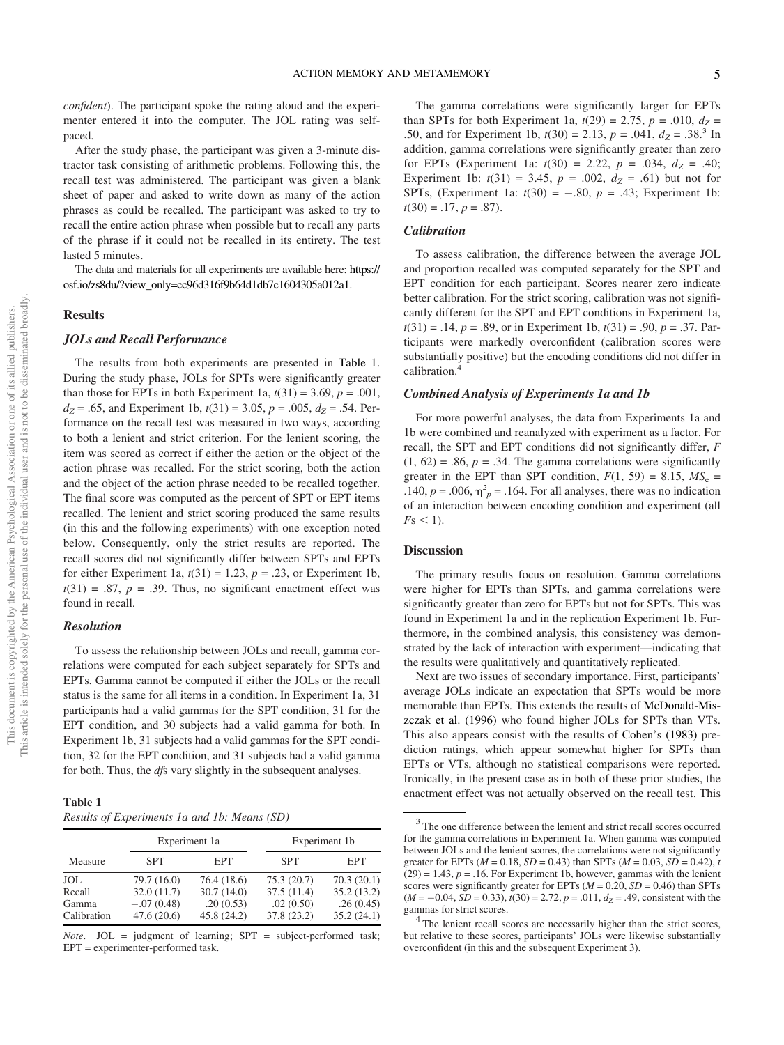*confident*). The participant spoke the rating aloud and the experimenter entered it into the computer. The JOL rating was self-paced.

After the study phase, the participant was given a 3-minute distractor task consisting of arithmetic problems. Following this, the recall test was administered. The participant was given a blank sheet of paper and asked to write down as many of the action phrases as could be recalled. The participant was asked to try to recall the entire action phrase when possible but to recall any parts of the phrase if it could not be recalled in its entirety. The test lasted 5 minutes.

The data and materials for all experiments are available here: https://osf.io/zs8du/?view_only=cc96d316f9b64d1db7c1604305a012a1.

## Results

### JOLs and Recall Performance

The results from both experiments are presented in Table 1. During the study phase, JOLs for SPTs were significantly greater than those for EPTs in both Experiment 1a, $t(31) = 3.69$, $p = .001$, $d_Z = .65$, and Experiment 1b, $t(31) = 3.05$, $p = .005$, $d_Z = .54$. Performance on the recall test was measured in two ways, according to both a lenient and strict criterion. For the lenient scoring, the item was scored as correct if either the action or the object of the action phrase was recalled. For the strict scoring, both the action and the object of the action phrase needed to be recalled together. The final score was computed as the percent of SPT or EPT items recalled. The lenient and strict scoring produced the same results (in this and the following experiments) with one exception noted below. Consequently, only the strict results are reported. The recall scores did not significantly differ between SPTs and EPTs for either Experiment 1a, $t(31) = 1.23$, $p = .23$, or Experiment 1b, $t(31) = .87$, $p = .39$. Thus, no significant enactment effect was found in recall.

### Resolution

To assess the relationship between JOLs and recall, gamma correlations were computed for each subject separately for SPTs and EPTs. Gamma cannot be computed if either the JOLs or the recall status is the same for all items in a condition. In Experiment 1a, 31 participants had a valid gammas for the SPT condition, 31 for the EPT condition, and 30 subjects had a valid gamma for both. In Experiment 1b, 31 subjects had a valid gammas for the SPT condition, 32 for the EPT condition, and 31 subjects had a valid gamma for both. Thus, the *df*s vary slightly in the subsequent analyses.

**Table 1**
*Results of Experiments 1a and 1b: Means (SD)*

| Measure | Experiment 1a | | Experiment 1b | |
|---|---|---|---|---|
| | SPT | EPT | SPT | EPT |
| JOL | 79.7 (16.0) | 76.4 (18.6) | 75.3 (20.7) | 70.3 (20.1) |
| Recall | 32.0 (11.7) | 30.7 (14.0) | 37.5 (11.4) | 35.2 (13.2) |
| Gamma | −.07 (0.48) | .20 (0.53) | .02 (0.50) | .26 (0.45) |
| Calibration | 47.6 (20.6) | 45.8 (24.2) | 37.8 (23.2) | 35.2 (24.1) |

*Note*. JOL = judgment of learning; SPT = subject-performed task; EPT = experimenter-performed task.

The gamma correlations were significantly larger for EPTs than SPTs for both Experiment 1a, $t(29) = 2.75$, $p = .010$, $d_Z = .50$, and for Experiment 1b, $t(30) = 2.13$, $p = .041$, $d_Z = .38$.[3] In addition, gamma correlations were significantly greater than zero for EPTs (Experiment 1a: $t(30) = 2.22$, $p = .034$, $d_Z = .40$; Experiment 1b: $t(31) = 3.45$, $p = .002$, $d_Z = .61$) but not for SPTs, (Experiment 1a: $t(30) = -.80$, $p = .43$; Experiment 1b: $t(30) = .17$, $p = .87$).

### Calibration

To assess calibration, the difference between the average JOL and proportion recalled was computed separately for the SPT and EPT condition for each participant. Scores nearer zero indicate better calibration. For the strict scoring, calibration was not significantly different for the SPT and EPT conditions in Experiment 1a, $t(31) = .14$, $p = .89$, or in Experiment 1b, $t(31) = .90$, $p = .37$. Participants were markedly overconfident (calibration scores were substantially positive) but the encoding conditions did not differ in calibration.[4]

### Combined Analysis of Experiments 1a and 1b

For more powerful analyses, the data from Experiments 1a and 1b were combined and reanalyzed with experiment as a factor. For recall, the SPT and EPT conditions did not significantly differ, $F(1, 62) = .86$, $p = .34$. The gamma correlations were significantly greater in the EPT than SPT condition, $F(1, 59) = 8.15$, $MS_e = .140$, $p = .006$, $\eta^2_p = .164$. For all analyses, there was no indication of an interaction between encoding condition and experiment (all $F$s $< 1$).

## Discussion

The primary results focus on resolution. Gamma correlations were higher for EPTs than SPTs, and gamma correlations were significantly greater than zero for EPTs but not for SPTs. This was found in Experiment 1a and in the replication Experiment 1b. Furthermore, in the combined analysis, this consistency was demonstrated by the lack of interaction with experiment—indicating that the results were qualitatively and quantitatively replicated.

Next are two issues of secondary importance. First, participants' average JOLs indicate an expectation that SPTs would be more memorable than EPTs. This extends the results of McDonald-Miszczak et al. (1996) who found higher JOLs for SPTs than VTs. This also appears consist with the results of Cohen's (1983) prediction ratings, which appear somewhat higher for SPTs than EPTs or VTs, although no statistical comparisons were reported. Ironically, in the present case as in both of these prior studies, the enactment effect was not actually observed on the recall test. This

[3] The one difference between the lenient and strict recall scores occurred for the gamma correlations in Experiment 1a. When gamma was computed between JOLs and the lenient scores, the correlations were not significantly greater for EPTs ($M = 0.18$, $SD = 0.43$) than SPTs ($M = 0.03$, $SD = 0.42$), $t(29) = 1.43$, $p = .16$. For Experiment 1b, however, gammas with the lenient scores were significantly greater for EPTs ($M = 0.20$, $SD = 0.46$) than SPTs ($M = -0.04$, $SD = 0.33$), $t(30) = 2.72$, $p = .011$, $d_Z = .49$, consistent with the gammas for strict scores.

[4] The lenient recall scores are necessarily higher than the strict scores, but relative to these scores, participants' JOLs were likewise substantially overconfident (in this and the subsequent Experiment 3).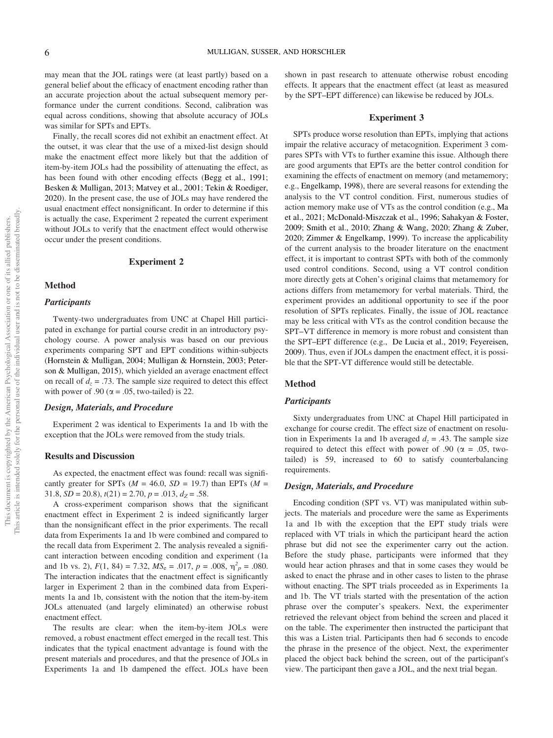may mean that the JOL ratings were (at least partly) based on a general belief about the efficacy of enactment encoding rather than an accurate projection about the actual subsequent memory performance under the current conditions. Second, calibration was equal across conditions, showing that absolute accuracy of JOLs was similar for SPTs and EPTs.

Finally, the recall scores did not exhibit an enactment effect. At the outset, it was clear that the use of a mixed-list design should make the enactment effect more likely but that the addition of item-by-item JOLs had the possibility of attenuating the effect, as has been found with other encoding effects (Begg et al., 1991; Besken & Mulligan, 2013; Matvey et al., 2001; Tekin & Roediger, 2020). In the present case, the use of JOLs may have rendered the usual enactment effect nonsignificant. In order to determine if this is actually the case, Experiment 2 repeated the current experiment without JOLs to verify that the enactment effect would otherwise occur under the present conditions.

## Experiment 2

### Method

#### Participants

Twenty-two undergraduates from UNC at Chapel Hill participated in exchange for partial course credit in an introductory psychology course. A power analysis was based on our previous experiments comparing SPT and EPT conditions within-subjects (Hornstein & Mulligan, 2004; Mulligan & Hornstein, 2003; Peterson & Mulligan, 2015), which yielded an average enactment effect on recall of $d_z = .73$. The sample size required to detect this effect with power of .90 ($\alpha = .05$, two-tailed) is 22.

#### Design, Materials, and Procedure

Experiment 2 was identical to Experiments 1a and 1b with the exception that the JOLs were removed from the study trials.

### Results and Discussion

As expected, the enactment effect was found: recall was significantly greater for SPTs ($M = 46.0$, $SD = 19.7$) than EPTs ($M = 31.8$, $SD = 20.8$), $t(21) = 2.70$, $p = .013$, $d_Z = .58$.

A cross-experiment comparison shows that the significant enactment effect in Experiment 2 is indeed significantly larger than the nonsignificant effect in the prior experiments. The recall data from Experiments 1a and 1b were combined and compared to the recall data from Experiment 2. The analysis revealed a significant interaction between encoding condition and experiment (1a and 1b vs. 2), $F(1, 84) = 7.32$, $MS_e = .017$, $p = .008$, $\eta^2_p = .080$. The interaction indicates that the enactment effect is significantly larger in Experiment 2 than in the combined data from Experiments 1a and 1b, consistent with the notion that the item-by-item JOLs attenuated (and largely eliminated) an otherwise robust enactment effect.

The results are clear: when the item-by-item JOLs were removed, a robust enactment effect emerged in the recall test. This indicates that the typical enactment advantage is found with the present materials and procedures, and that the presence of JOLs in Experiments 1a and 1b dampened the effect. JOLs have been shown in past research to attenuate otherwise robust encoding effects. It appears that the enactment effect (at least as measured by the SPT–EPT difference) can likewise be reduced by JOLs.

## Experiment 3

SPTs produce worse resolution than EPTs, implying that actions impair the relative accuracy of metacognition. Experiment 3 compares SPTs with VTs to further examine this issue. Although there are good arguments that EPTs are the better control condition for examining the effects of enactment on memory (and metamemory; e.g., Engelkamp, 1998), there are several reasons for extending the analysis to the VT control condition. First, numerous studies of action memory make use of VTs as the control condition (e.g., Ma et al., 2021; McDonald-Miszczak et al., 1996; Sahakyan & Foster, 2009; Smith et al., 2010; Zhang & Wang, 2020; Zhang & Zuber, 2020; Zimmer & Engelkamp, 1999). To increase the applicability of the current analysis to the broader literature on the enactment effect, it is important to contrast SPTs with both of the commonly used control conditions. Second, using a VT control condition more directly gets at Cohen's original claims that metamemory for actions differs from metamemory for verbal materials. Third, the experiment provides an additional opportunity to see if the poor resolution of SPTs replicates. Finally, the issue of JOL reactance may be less critical with VTs as the control condition because the SPT–VT difference in memory is more robust and consistent than the SPT–EPT difference (e.g., De Lucia et al., 2019; Feyereisen, 2009). Thus, even if JOLs dampen the enactment effect, it is possible that the SPT-VT difference would still be detectable.

### Method

#### Participants

Sixty undergraduates from UNC at Chapel Hill participated in exchange for course credit. The effect size of enactment on resolution in Experiments 1a and 1b averaged $d_z = .43$. The sample size required to detect this effect with power of .90 ($\alpha = .05$, two-tailed) is 59, increased to 60 to satisfy counterbalancing requirements.

#### Design, Materials, and Procedure

Encoding condition (SPT vs. VT) was manipulated within subjects. The materials and procedure were the same as Experiments 1a and 1b with the exception that the EPT study trials were replaced with VT trials in which the participant heard the action phrase but did not see the experimenter carry out the action. Before the study phase, participants were informed that they would hear action phrases and that in some cases they would be asked to enact the phrase and in other cases to listen to the phrase without enacting. The SPT trials proceeded as in Experiments 1a and 1b. The VT trials started with the presentation of the action phrase over the computer's speakers. Next, the experimenter retrieved the relevant object from behind the screen and placed it on the table. The experimenter then instructed the participant that this was a Listen trial. Participants then had 6 seconds to encode the phrase in the presence of the object. Next, the experimenter placed the object back behind the screen, out of the participant's view. The participant then gave a JOL, and the next trial began.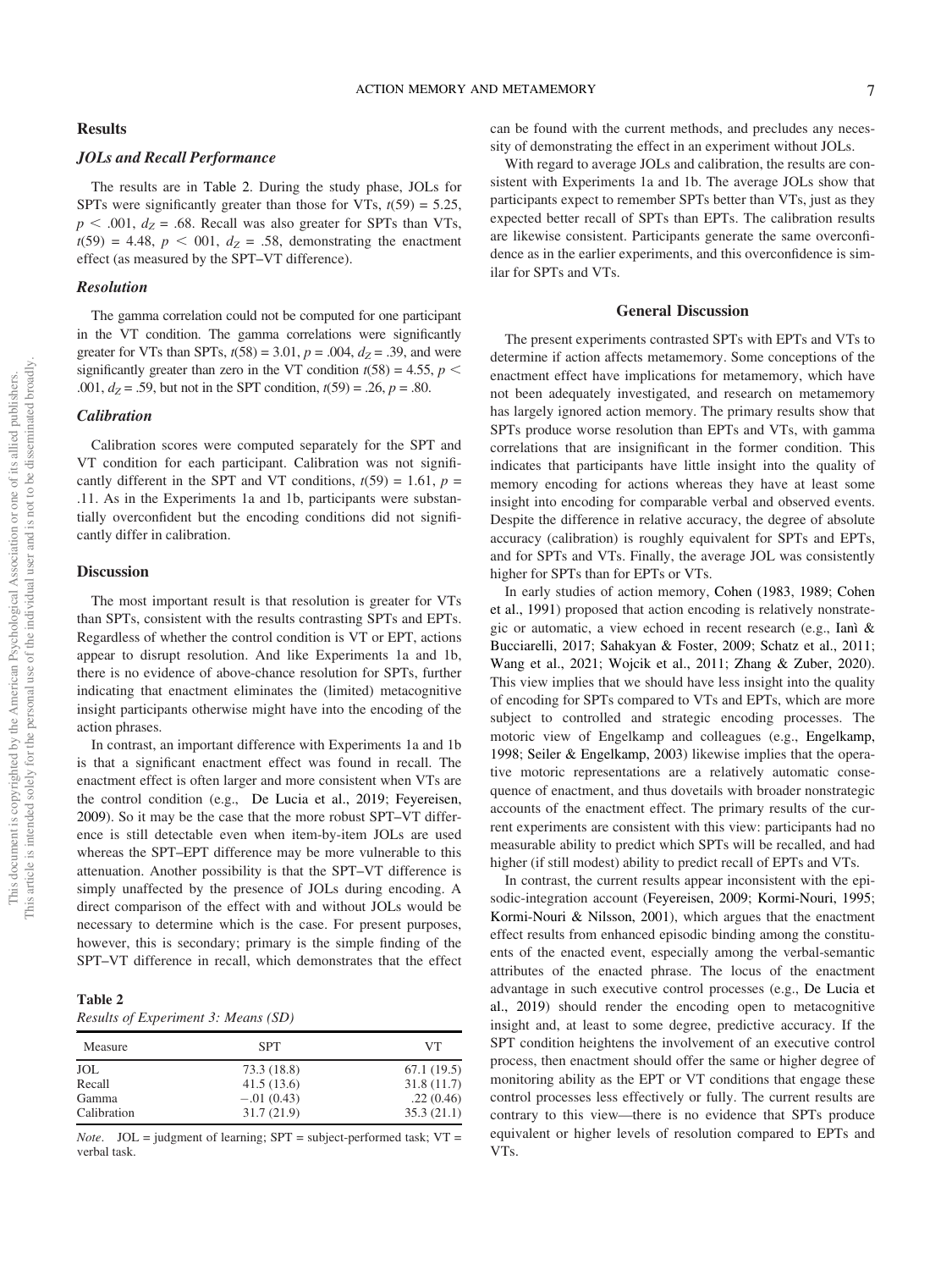## Results

### *JOLs and Recall Performance*

The results are in Table 2. During the study phase, JOLs for SPTs were significantly greater than those for VTs, $t(59) = 5.25$, $p < .001$, $d_Z = .68$. Recall was also greater for SPTs than VTs, $t(59) = 4.48$, $p < 001$, $d_Z = .58$, demonstrating the enactment effect (as measured by the SPT–VT difference).

### *Resolution*

The gamma correlation could not be computed for one participant in the VT condition. The gamma correlations were significantly greater for VTs than SPTs, $t(58) = 3.01$, $p = .004$, $d_Z = .39$, and were significantly greater than zero in the VT condition $t(58) = 4.55$, $p <$ .001, $d_Z = .59$, but not in the SPT condition, $t(59) = .26$, $p = .80$.

### *Calibration*

Calibration scores were computed separately for the SPT and VT condition for each participant. Calibration was not significantly different in the SPT and VT conditions, $t(59) = 1.61$, $p =$ .11. As in the Experiments 1a and 1b, participants were substantially overconfident but the encoding conditions did not significantly differ in calibration.

## Discussion

The most important result is that resolution is greater for VTs than SPTs, consistent with the results contrasting SPTs and EPTs. Regardless of whether the control condition is VT or EPT, actions appear to disrupt resolution. And like Experiments 1a and 1b, there is no evidence of above-chance resolution for SPTs, further indicating that enactment eliminates the (limited) metacognitive insight participants otherwise might have into the encoding of the action phrases.

In contrast, an important difference with Experiments 1a and 1b is that a significant enactment effect was found in recall. The enactment effect is often larger and more consistent when VTs are the control condition (e.g., De Lucia et al., 2019; Feyereisen, 2009). So it may be the case that the more robust SPT–VT difference is still detectable even when item-by-item JOLs are used whereas the SPT–EPT difference may be more vulnerable to this attenuation. Another possibility is that the SPT–VT difference is simply unaffected by the presence of JOLs during encoding. A direct comparison of the effect with and without JOLs would be necessary to determine which is the case. For present purposes, however, this is secondary; primary is the simple finding of the SPT–VT difference in recall, which demonstrates that the effect can be found with the current methods, and precludes any necessity of demonstrating the effect in an experiment without JOLs.

With regard to average JOLs and calibration, the results are consistent with Experiments 1a and 1b. The average JOLs show that participants expect to remember SPTs better than VTs, just as they expected better recall of SPTs than EPTs. The calibration results are likewise consistent. Participants generate the same overconfidence as in the earlier experiments, and this overconfidence is similar for SPTs and VTs.

**Table 2**
*Results of Experiment 3: Means (SD)*

| Measure | SPT | VT |
|---|---|---|
| JOL | 73.3 (18.8) | 67.1 (19.5) |
| Recall | 41.5 (13.6) | 31.8 (11.7) |
| Gamma | −.01 (0.43) | .22 (0.46) |
| Calibration | 31.7 (21.9) | 35.3 (21.1) |

*Note*. JOL = judgment of learning; SPT = subject-performed task; VT = verbal task.

## General Discussion

The present experiments contrasted SPTs with EPTs and VTs to determine if action affects metamemory. Some conceptions of the enactment effect have implications for metamemory, which have not been adequately investigated, and research on metamemory has largely ignored action memory. The primary results show that SPTs produce worse resolution than EPTs and VTs, with gamma correlations that are insignificant in the former condition. This indicates that participants have little insight into the quality of memory encoding for actions whereas they have at least some insight into encoding for comparable verbal and observed events. Despite the difference in relative accuracy, the degree of absolute accuracy (calibration) is roughly equivalent for SPTs and EPTs, and for SPTs and VTs. Finally, the average JOL was consistently higher for SPTs than for EPTs or VTs.

In early studies of action memory, Cohen (1983, 1989; Cohen et al., 1991) proposed that action encoding is relatively nonstrategic or automatic, a view echoed in recent research (e.g., Ianì & Bucciarelli, 2017; Sahakyan & Foster, 2009; Schatz et al., 2011; Wang et al., 2021; Wojcik et al., 2011; Zhang & Zuber, 2020). This view implies that we should have less insight into the quality of encoding for SPTs compared to VTs and EPTs, which are more subject to controlled and strategic encoding processes. The motoric view of Engelkamp and colleagues (e.g., Engelkamp, 1998; Seiler & Engelkamp, 2003) likewise implies that the operative motoric representations are a relatively automatic consequence of enactment, and thus dovetails with broader nonstrategic accounts of the enactment effect. The primary results of the current experiments are consistent with this view: participants had no measurable ability to predict which SPTs will be recalled, and had higher (if still modest) ability to predict recall of EPTs and VTs.

In contrast, the current results appear inconsistent with the episodic-integration account (Feyereisen, 2009; Kormi-Nouri, 1995; Kormi-Nouri & Nilsson, 2001), which argues that the enactment effect results from enhanced episodic binding among the constituents of the enacted event, especially among the verbal-semantic attributes of the enacted phrase. The locus of the enactment advantage in such executive control processes (e.g., De Lucia et al., 2019) should render the encoding open to metacognitive insight and, at least to some degree, predictive accuracy. If the SPT condition heightens the involvement of an executive control process, then enactment should offer the same or higher degree of monitoring ability as the EPT or VT conditions that engage these control processes less effectively or fully. The current results are contrary to this view—there is no evidence that SPTs produce equivalent or higher levels of resolution compared to EPTs and VTs.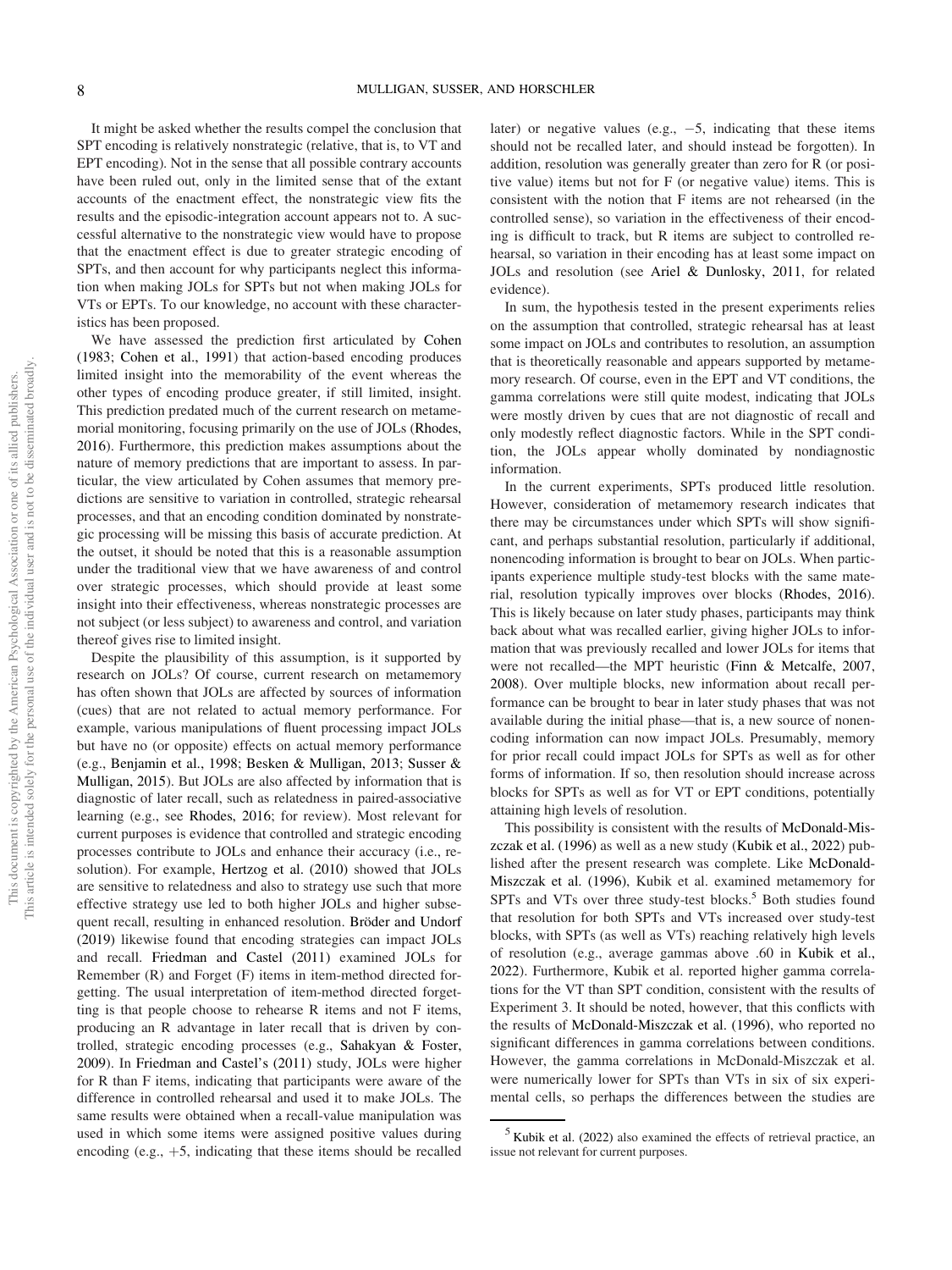It might be asked whether the results compel the conclusion that SPT encoding is relatively nonstrategic (relative, that is, to VT and EPT encoding). Not in the sense that all possible contrary accounts have been ruled out, only in the limited sense that of the extant accounts of the enactment effect, the nonstrategic view fits the results and the episodic-integration account appears not to. A successful alternative to the nonstrategic view would have to propose that the enactment effect is due to greater strategic encoding of SPTs, and then account for why participants neglect this information when making JOLs for SPTs but not when making JOLs for VTs or EPTs. To our knowledge, no account with these characteristics has been proposed.

We have assessed the prediction first articulated by Cohen (1983; Cohen et al., 1991) that action-based encoding produces limited insight into the memorability of the event whereas the other types of encoding produce greater, if still limited, insight. This prediction predated much of the current research on metamemorial monitoring, focusing primarily on the use of JOLs (Rhodes, 2016). Furthermore, this prediction makes assumptions about the nature of memory predictions that are important to assess. In particular, the view articulated by Cohen assumes that memory predictions are sensitive to variation in controlled, strategic rehearsal processes, and that an encoding condition dominated by nonstrategic processing will be missing this basis of accurate prediction. At the outset, it should be noted that this is a reasonable assumption under the traditional view that we have awareness of and control over strategic processes, which should provide at least some insight into their effectiveness, whereas nonstrategic processes are not subject (or less subject) to awareness and control, and variation thereof gives rise to limited insight.

Despite the plausibility of this assumption, is it supported by research on JOLs? Of course, current research on metamemory has often shown that JOLs are affected by sources of information (cues) that are not related to actual memory performance. For example, various manipulations of fluent processing impact JOLs but have no (or opposite) effects on actual memory performance (e.g., Benjamin et al., 1998; Besken & Mulligan, 2013; Susser & Mulligan, 2015). But JOLs are also affected by information that is diagnostic of later recall, such as relatedness in paired-associative learning (e.g., see Rhodes, 2016; for review). Most relevant for current purposes is evidence that controlled and strategic encoding processes contribute to JOLs and enhance their accuracy (i.e., resolution). For example, Hertzog et al. (2010) showed that JOLs are sensitive to relatedness and also to strategy use such that more effective strategy use led to both higher JOLs and higher subsequent recall, resulting in enhanced resolution. Bröder and Undorf (2019) likewise found that encoding strategies can impact JOLs and recall. Friedman and Castel (2011) examined JOLs for Remember (R) and Forget (F) items in item-method directed forgetting. The usual interpretation of item-method directed forgetting is that people choose to rehearse R items and not F items, producing an R advantage in later recall that is driven by controlled, strategic encoding processes (e.g., Sahakyan & Foster, 2009). In Friedman and Castel's (2011) study, JOLs were higher for R than F items, indicating that participants were aware of the difference in controlled rehearsal and used it to make JOLs. The same results were obtained when a recall-value manipulation was used in which some items were assigned positive values during encoding (e.g., +5, indicating that these items should be recalled later) or negative values (e.g., −5, indicating that these items should not be recalled later, and should instead be forgotten). In addition, resolution was generally greater than zero for R (or positive value) items but not for F (or negative value) items. This is consistent with the notion that F items are not rehearsed (in the controlled sense), so variation in the effectiveness of their encoding is difficult to track, but R items are subject to controlled rehearsal, so variation in their encoding has at least some impact on JOLs and resolution (see Ariel & Dunlosky, 2011, for related evidence).

In sum, the hypothesis tested in the present experiments relies on the assumption that controlled, strategic rehearsal has at least some impact on JOLs and contributes to resolution, an assumption that is theoretically reasonable and appears supported by metamemory research. Of course, even in the EPT and VT conditions, the gamma correlations were still quite modest, indicating that JOLs were mostly driven by cues that are not diagnostic of recall and only modestly reflect diagnostic factors. While in the SPT condition, the JOLs appear wholly dominated by nondiagnostic information.

In the current experiments, SPTs produced little resolution. However, consideration of metamemory research indicates that there may be circumstances under which SPTs will show significant, and perhaps substantial resolution, particularly if additional, nonencoding information is brought to bear on JOLs. When participants experience multiple study-test blocks with the same material, resolution typically improves over blocks (Rhodes, 2016). This is likely because on later study phases, participants may think back about what was recalled earlier, giving higher JOLs to information that was previously recalled and lower JOLs for items that were not recalled—the MPT heuristic (Finn & Metcalfe, 2007, 2008). Over multiple blocks, new information about recall performance can be brought to bear in later study phases that was not available during the initial phase—that is, a new source of nonencoding information can now impact JOLs. Presumably, memory for prior recall could impact JOLs for SPTs as well as for other forms of information. If so, then resolution should increase across blocks for SPTs as well as for VT or EPT conditions, potentially attaining high levels of resolution.

This possibility is consistent with the results of McDonald-Miszczak et al. (1996) as well as a new study (Kubik et al., 2022) published after the present research was complete. Like McDonald-Miszczak et al. (1996), Kubik et al. examined metamemory for SPTs and VTs over three study-test blocks.[5] Both studies found that resolution for both SPTs and VTs increased over study-test blocks, with SPTs (as well as VTs) reaching relatively high levels of resolution (e.g., average gammas above .60 in Kubik et al., 2022). Furthermore, Kubik et al. reported higher gamma correlations for the VT than SPT condition, consistent with the results of Experiment 3. It should be noted, however, that this conflicts with the results of McDonald-Miszczak et al. (1996), who reported no significant differences in gamma correlations between conditions. However, the gamma correlations in McDonald-Miszczak et al. were numerically lower for SPTs than VTs in six of six experimental cells, so perhaps the differences between the studies are

[5] Kubik et al. (2022) also examined the effects of retrieval practice, an issue not relevant for current purposes.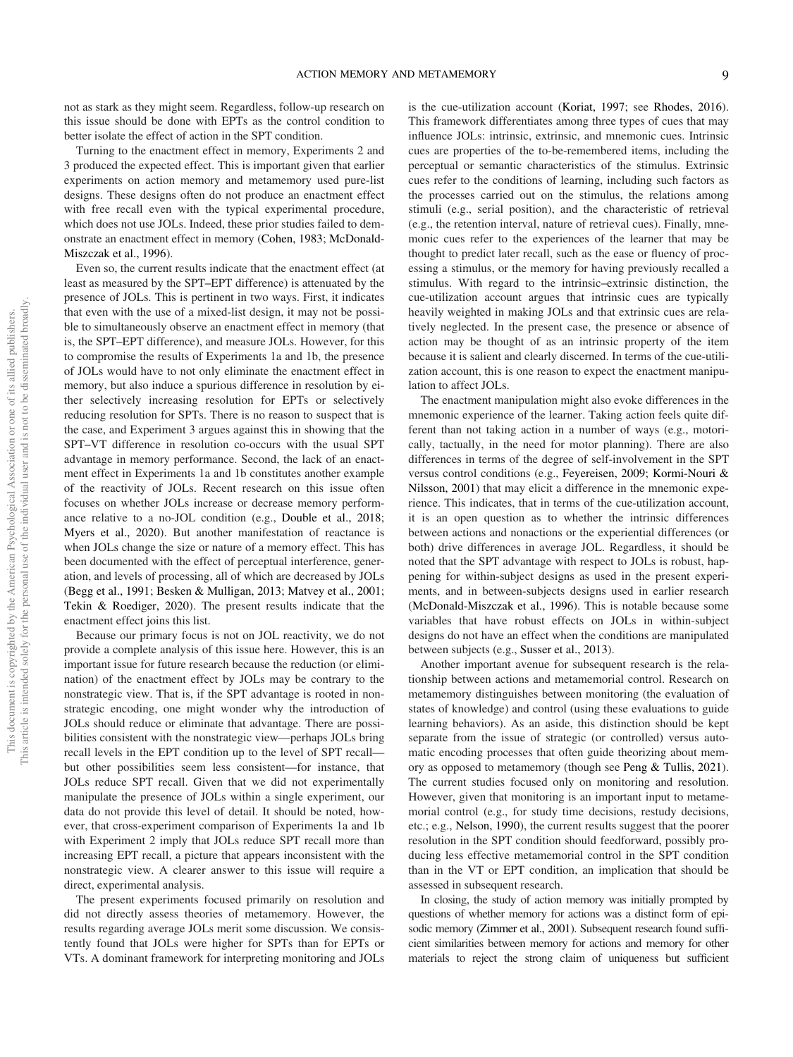not as stark as they might seem. Regardless, follow-up research on this issue should be done with EPTs as the control condition to better isolate the effect of action in the SPT condition.

Turning to the enactment effect in memory, Experiments 2 and 3 produced the expected effect. This is important given that earlier experiments on action memory and metamemory used pure-list designs. These designs often do not produce an enactment effect with free recall even with the typical experimental procedure, which does not use JOLs. Indeed, these prior studies failed to demonstrate an enactment effect in memory (Cohen, 1983; McDonald-Miszczak et al., 1996).

Even so, the current results indicate that the enactment effect (at least as measured by the SPT–EPT difference) is attenuated by the presence of JOLs. This is pertinent in two ways. First, it indicates that even with the use of a mixed-list design, it may not be possible to simultaneously observe an enactment effect in memory (that is, the SPT–EPT difference), and measure JOLs. However, for this to compromise the results of Experiments 1a and 1b, the presence of JOLs would have to not only eliminate the enactment effect in memory, but also induce a spurious difference in resolution by either selectively increasing resolution for EPTs or selectively reducing resolution for SPTs. There is no reason to suspect that is the case, and Experiment 3 argues against this in showing that the SPT–VT difference in resolution co-occurs with the usual SPT advantage in memory performance. Second, the lack of an enactment effect in Experiments 1a and 1b constitutes another example of the reactivity of JOLs. Recent research on this issue often focuses on whether JOLs increase or decrease memory performance relative to a no-JOL condition (e.g., Double et al., 2018; Myers et al., 2020). But another manifestation of reactance is when JOLs change the size or nature of a memory effect. This has been documented with the effect of perceptual interference, generation, and levels of processing, all of which are decreased by JOLs (Begg et al., 1991; Besken & Mulligan, 2013; Matvey et al., 2001; Tekin & Roediger, 2020). The present results indicate that the enactment effect joins this list.

Because our primary focus is not on JOL reactivity, we do not provide a complete analysis of this issue here. However, this is an important issue for future research because the reduction (or elimination) of the enactment effect by JOLs may be contrary to the nonstrategic view. That is, if the SPT advantage is rooted in nonstrategic encoding, one might wonder why the introduction of JOLs should reduce or eliminate that advantage. There are possibilities consistent with the nonstrategic view—perhaps JOLs bring recall levels in the EPT condition up to the level of SPT recall—but other possibilities seem less consistent—for instance, that JOLs reduce SPT recall. Given that we did not experimentally manipulate the presence of JOLs within a single experiment, our data do not provide this level of detail. It should be noted, however, that cross-experiment comparison of Experiments 1a and 1b with Experiment 2 imply that JOLs reduce SPT recall more than increasing EPT recall, a picture that appears inconsistent with the nonstrategic view. A clearer answer to this issue will require a direct, experimental analysis.

The present experiments focused primarily on resolution and did not directly assess theories of metamemory. However, the results regarding average JOLs merit some discussion. We consistently found that JOLs were higher for SPTs than for EPTs or VTs. A dominant framework for interpreting monitoring and JOLs is the cue-utilization account (Koriat, 1997; see Rhodes, 2016). This framework differentiates among three types of cues that may influence JOLs: intrinsic, extrinsic, and mnemonic cues. Intrinsic cues are properties of the to-be-remembered items, including the perceptual or semantic characteristics of the stimulus. Extrinsic cues refer to the conditions of learning, including such factors as the processes carried out on the stimulus, the relations among stimuli (e.g., serial position), and the characteristic of retrieval (e.g., the retention interval, nature of retrieval cues). Finally, mnemonic cues refer to the experiences of the learner that may be thought to predict later recall, such as the ease or fluency of processing a stimulus, or the memory for having previously recalled a stimulus. With regard to the intrinsic–extrinsic distinction, the cue-utilization account argues that intrinsic cues are typically heavily weighted in making JOLs and that extrinsic cues are relatively neglected. In the present case, the presence or absence of action may be thought of as an intrinsic property of the item because it is salient and clearly discerned. In terms of the cue-utilization account, this is one reason to expect the enactment manipulation to affect JOLs.

The enactment manipulation might also evoke differences in the mnemonic experience of the learner. Taking action feels quite different than not taking action in a number of ways (e.g., motorically, tactually, in the need for motor planning). There are also differences in terms of the degree of self-involvement in the SPT versus control conditions (e.g., Feyereisen, 2009; Kormi-Nouri & Nilsson, 2001) that may elicit a difference in the mnemonic experience. This indicates, that in terms of the cue-utilization account, it is an open question as to whether the intrinsic differences between actions and nonactions or the experiential differences (or both) drive differences in average JOL. Regardless, it should be noted that the SPT advantage with respect to JOLs is robust, happening for within-subject designs as used in the present experiments, and in between-subjects designs used in earlier research (McDonald-Miszczak et al., 1996). This is notable because some variables that have robust effects on JOLs in within-subject designs do not have an effect when the conditions are manipulated between subjects (e.g., Susser et al., 2013).

Another important avenue for subsequent research is the relationship between actions and metamemorial control. Research on metamemory distinguishes between monitoring (the evaluation of states of knowledge) and control (using these evaluations to guide learning behaviors). As an aside, this distinction should be kept separate from the issue of strategic (or controlled) versus automatic encoding processes that often guide theorizing about memory as opposed to metamemory (though see Peng & Tullis, 2021). The current studies focused only on monitoring and resolution. However, given that monitoring is an important input to metamemorial control (e.g., for study time decisions, restudy decisions, etc.; e.g., Nelson, 1990), the current results suggest that the poorer resolution in the SPT condition should feedforward, possibly producing less effective metamemorial control in the SPT condition than in the VT or EPT condition, an implication that should be assessed in subsequent research.

In closing, the study of action memory was initially prompted by questions of whether memory for actions was a distinct form of episodic memory (Zimmer et al., 2001). Subsequent research found sufficient similarities between memory for actions and memory for other materials to reject the strong claim of uniqueness but sufficient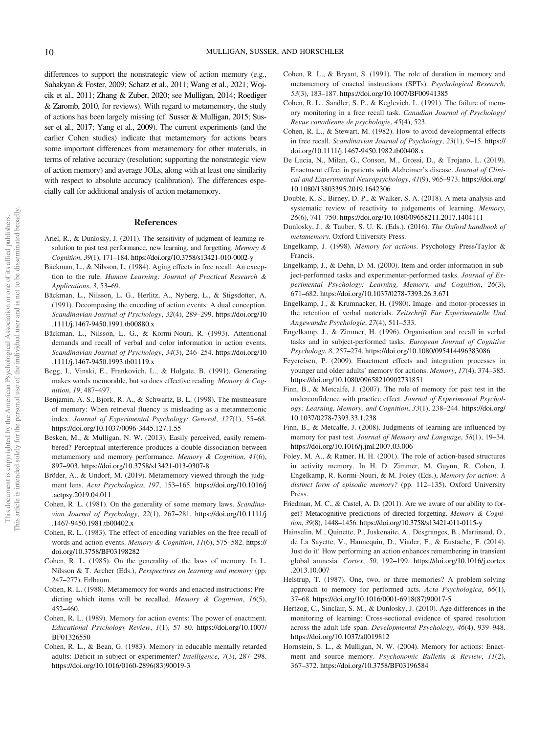differences to support the nonstrategic view of action memory (e.g., Sahakyan & Foster, 2009; Schatz et al., 2011; Wang et al., 2021; Wojcik et al., 2011; Zhang & Zuber, 2020; see Mulligan, 2014; Roediger & Zaromb, 2010, for reviews). With regard to metamemory, the study of actions has been largely missing (cf. Susser & Mulligan, 2015; Susser et al., 2017; Yang et al., 2009). The current experiments (and the earlier Cohen studies) indicate that metamemory for actions bears some important differences from metamemory for other materials, in terms of relative accuracy (resolution; supporting the nonstrategic view of action memory) and average JOLs, along with at least one similarity with respect to absolute accuracy (calibration). The differences especially call for additional analysis of action metamemory.

## References

Ariel, R., & Dunlosky, J. (2011). The sensitivity of judgment-of-learning resolution to past test performance, new learning, and forgetting. *Memory & Cognition*, *39*(1), 171–184. https://doi.org/10.3758/s13421-010-0002-y

Bäckman, L., & Nilsson, L. (1984). Aging effects in free recall: An exception to the rule. *Human Learning: Journal of Practical Research & Applications*, *3*, 53–69.

Bäckman, L., Nilsson, L. G., Herlitz, A., Nyberg, L., & Stigsdotter, A. (1991). Decomposing the encoding of action events: A dual conception. *Scandinavian Journal of Psychology*, *32*(4), 289–299. https://doi.org/10.1111/j.1467-9450.1991.tb00880.x

Bäckman, L., Nilsson, L. G., & Kormi-Nouri, R. (1993). Attentional demands and recall of verbal and color information in action events. *Scandinavian Journal of Psychology*, *34*(3), 246–254. https://doi.org/10.1111/j.1467-9450.1993.tb01119.x

Begg, I., Vinski, E., Frankovich, L., & Holgate, B. (1991). Generating makes words memorable, but so does effective reading. *Memory & Cognition*, *19*, 487–497.

Benjamin, A. S., Bjork, R. A., & Schwartz, B. L. (1998). The mismeasure of memory: When retrieval fluency is misleading as a metamnemonic index. *Journal of Experimental Psychology: General*, *127*(1), 55–68. https://doi.org/10.1037/0096-3445.127.1.55

Besken, M., & Mulligan, N. W. (2013). Easily perceived, easily remembered? Perceptual interference produces a double dissociation between metamemory and memory performance. *Memory & Cognition*, *41*(6), 897–903. https://doi.org/10.3758/s13421-013-0307-8

Bröder, A., & Undorf, M. (2019). Metamemory viewed through the judgment lens. *Acta Psychologica*, *197*, 153–165. https://doi.org/10.1016/j.actpsy.2019.04.011

Cohen, R. L. (1981). On the generality of some memory laws. *Scandinavian Journal of Psychology*, *22*(1), 267–281. https://doi.org/10.1111/j.1467-9450.1981.tb00402.x

Cohen, R. L. (1983). The effect of encoding variables on the free recall of words and action events. *Memory & Cognition*, *11*(6), 575–582. https://doi.org/10.3758/BF03198282

Cohen, R. L. (1985). On the generality of the laws of memory. In L. Nilsson & T. Archer (Eds.), *Perspectives on learning and memory* (pp. 247–277). Erlbaum.

Cohen, R. L. (1988). Metamemory for words and enacted instructions: Predicting which items will be recalled. *Memory & Cognition*, *16*(5), 452–460.

Cohen, R. L. (1989). Memory for action events: The power of enactment. *Educational Psychology Review*, *1*(1), 57–80. https://doi.org/10.1007/BF01326550

Cohen, R. L., & Bean, G. (1983). Memory in educable mentally retarded adults: Deficit in subject or experimenter? *Intelligence*, *7*(3), 287–298. https://doi.org/10.1016/0160-2896(83)90019-3

Cohen, R. L., & Bryant, S. (1991). The role of duration in memory and metamemory of enacted instructions (SPTs). *Psychological Research*, *53*(3), 183–187. https://doi.org/10.1007/BF00941385

Cohen, R. L., Sandler, S. P., & Keglevich, L. (1991). The failure of memory monitoring in a free recall task. *Canadian Journal of Psychology/Revue canadienne de psychologie*, *45*(4), 523.

Cohen, R. L., & Stewart, M. (1982). How to avoid developmental effects in free recall. *Scandinavian Journal of Psychology*, *23*(1), 9–15. https://doi.org/10.1111/j.1467-9450.1982.tb00408.x

De Lucia, N., Milan, G., Conson, M., Grossi, D., & Trojano, L. (2019). Enactment effect in patients with Alzheimer's disease. *Journal of Clinical and Experimental Neuropsychology*, *41*(9), 965–973. https://doi.org/10.1080/13803395.2019.1642306

Double, K. S., Birney, D. P., & Walker, S. A. (2018). A meta-analysis and systematic review of reactivity to judgements of learning. *Memory*, *26*(6), 741–750. https://doi.org/10.1080/09658211.2017.1404111

Dunlosky, J., & Tauber, S. U. K. (Eds.). (2016). *The Oxford handbook of metamemory*. Oxford University Press.

Engelkamp, J. (1998). *Memory for actions*. Psychology Press/Taylor & Francis.

Engelkamp, J., & Dehn, D. M. (2000). Item and order information in subject-performed tasks and experimenter-performed tasks. *Journal of Experimental Psychology: Learning, Memory, and Cognition*, *26*(3), 671–682. https://doi.org/10.1037/0278-7393.26.3.671

Engelkamp, J., & Krumnacker, H. (1980). Image- and motor-processes in the retention of verbal materials. *Zeitschrift Für Experimentelle Und Angewandte Psychologie*, *27*(4), 511–533.

Engelkamp, J., & Zimmer, H. (1996). Organisation and recall in verbal tasks and in subject-performed tasks. *European Journal of Cognitive Psychology*, *8*, 257–274. https://doi.org/10.1080/095414496383086

Feyereisen, P. (2009). Enactment effects and integration processes in younger and older adults' memory for actions. *Memory*, *17*(4), 374–385. https://doi.org/10.1080/09658210902731851

Finn, B., & Metcalfe, J. (2007). The role of memory for past test in the underconfidence with practice effect. *Journal of Experimental Psychology: Learning, Memory, and Cognition*, *33*(1), 238–244. https://doi.org/10.1037/0278-7393.33.1.238

Finn, B., & Metcalfe, J. (2008). Judgments of learning are influenced by memory for past test. *Journal of Memory and Language*, *58*(1), 19–34. https://doi.org/10.1016/j.jml.2007.03.006

Foley, M. A., & Ratner, H. H. (2001). The role of action-based structures in activity memory. In H. D. Zimmer, M. Guynn, R. Cohen, J. Engelkamp, R. Kormi-Nouri, & M. Foley (Eds.), *Memory for action: A distinct form of episodic memory?* (pp. 112–135). Oxford University Press.

Friedman, M. C., & Castel, A. D. (2011). Are we aware of our ability to forget? Metacognitive predictions of directed forgetting. *Memory & Cognition*, *39*(8), 1448–1456. https://doi.org/10.3758/s13421-011-0115-y

Hainselin, M., Quinette, P., Juskenaite, A., Desgranges, B., Martinaud, O., de La Sayette, V., Hannequin, D., Viader, F., & Eustache, F. (2014). Just do it! How performing an action enhances remembering in transient global amnesia. *Cortex*, *50*, 192–199. https://doi.org/10.1016/j.cortex.2013.10.007

Helstrup, T. (1987). One, two, or three memories? A problem-solving approach to memory for performed acts. *Acta Psychologica*, *66*(1), 37–68. https://doi.org/10.1016/0001-6918(87)90017-5

Hertzog, C., Sinclair, S. M., & Dunlosky, J. (2010). Age differences in the monitoring of learning: Cross-sectional evidence of spared resolution across the adult life span. *Developmental Psychology*, *46*(4), 939–948. https://doi.org/10.1037/a0019812

Hornstein, S. L., & Mulligan, N. W. (2004). Memory for actions: Enactment and source memory. *Psychonomic Bulletin & Review*, *11*(2), 367–372. https://doi.org/10.3758/BF03196584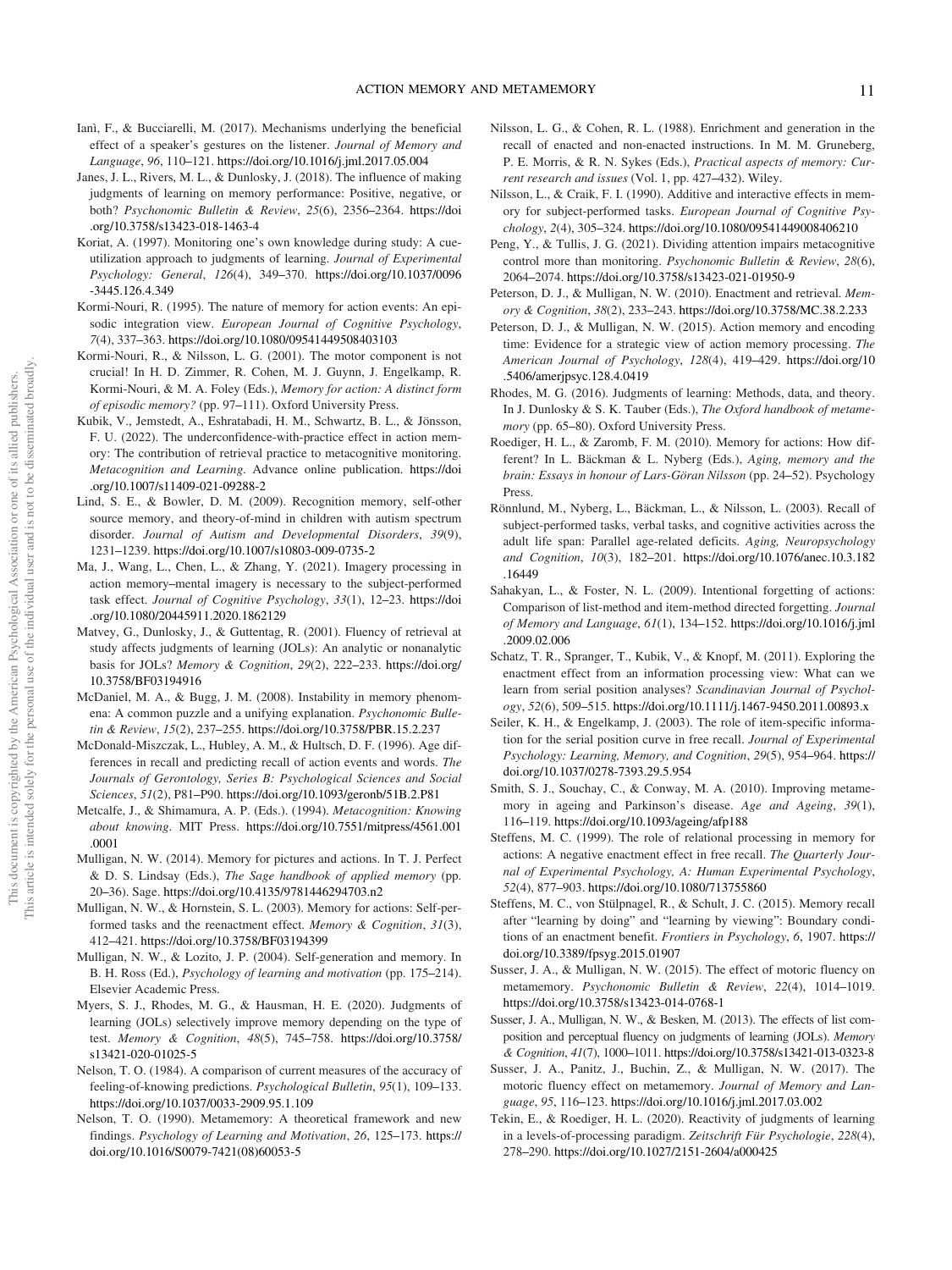Ianì, F., & Bucciarelli, M. (2017). Mechanisms underlying the beneficial effect of a speaker's gestures on the listener. *Journal of Memory and Language*, *96*, 110–121. https://doi.org/10.1016/j.jml.2017.05.004

Janes, J. L., Rivers, M. L., & Dunlosky, J. (2018). The influence of making judgments of learning on memory performance: Positive, negative, or both? *Psychonomic Bulletin & Review*, *25*(6), 2356–2364. https://doi.org/10.3758/s13423-018-1463-4

Koriat, A. (1997). Monitoring one's own knowledge during study: A cue-utilization approach to judgments of learning. *Journal of Experimental Psychology: General*, *126*(4), 349–370. https://doi.org/10.1037/0096-3445.126.4.349

Kormi-Nouri, R. (1995). The nature of memory for action events: An episodic integration view. *European Journal of Cognitive Psychology*, *7*(4), 337–363. https://doi.org/10.1080/09541449508403103

Kormi-Nouri, R., & Nilsson, L. G. (2001). The motor component is not crucial! In H. D. Zimmer, R. Cohen, M. J. Guynn, J. Engelkamp, R. Kormi-Nouri, & M. A. Foley (Eds.), *Memory for action: A distinct form of episodic memory?* (pp. 97–111). Oxford University Press.

Kubik, V., Jemstedt, A., Eshratabadi, H. M., Schwartz, B. L., & Jönsson, F. U. (2022). The underconfidence-with-practice effect in action memory: The contribution of retrieval practice to metacognitive monitoring. *Metacognition and Learning*. Advance online publication. https://doi.org/10.1007/s11409-021-09288-2

Lind, S. E., & Bowler, D. M. (2009). Recognition memory, self-other source memory, and theory-of-mind in children with autism spectrum disorder. *Journal of Autism and Developmental Disorders*, *39*(9), 1231–1239. https://doi.org/10.1007/s10803-009-0735-2

Ma, J., Wang, L., Chen, L., & Zhang, Y. (2021). Imagery processing in action memory–mental imagery is necessary to the subject-performed task effect. *Journal of Cognitive Psychology*, *33*(1), 12–23. https://doi.org/10.1080/20445911.2020.1862129

Matvey, G., Dunlosky, J., & Guttentag, R. (2001). Fluency of retrieval at study affects judgments of learning (JOLs): An analytic or nonanalytic basis for JOLs? *Memory & Cognition*, *29*(2), 222–233. https://doi.org/10.3758/BF03194916

McDaniel, M. A., & Bugg, J. M. (2008). Instability in memory phenomena: A common puzzle and a unifying explanation. *Psychonomic Bulletin & Review*, *15*(2), 237–255. https://doi.org/10.3758/PBR.15.2.237

McDonald-Miszczak, L., Hubley, A. M., & Hultsch, D. F. (1996). Age differences in recall and predicting recall of action events and words. *The Journals of Gerontology, Series B: Psychological Sciences and Social Sciences*, *51*(2), P81–P90. https://doi.org/10.1093/geronb/51B.2.P81

Metcalfe, J., & Shimamura, A. P. (Eds.). (1994). *Metacognition: Knowing about knowing*. MIT Press. https://doi.org/10.7551/mitpress/4561.001.0001

Mulligan, N. W. (2014). Memory for pictures and actions. In T. J. Perfect & D. S. Lindsay (Eds.), *The Sage handbook of applied memory* (pp. 20–36). Sage. https://doi.org/10.4135/9781446294703.n2

Mulligan, N. W., & Hornstein, S. L. (2003). Memory for actions: Self-performed tasks and the reenactment effect. *Memory & Cognition*, *31*(3), 412–421. https://doi.org/10.3758/BF03194399

Mulligan, N. W., & Lozito, J. P. (2004). Self-generation and memory. In B. H. Ross (Ed.), *Psychology of learning and motivation* (pp. 175–214). Elsevier Academic Press.

Myers, S. J., Rhodes, M. G., & Hausman, H. E. (2020). Judgments of learning (JOLs) selectively improve memory depending on the type of test. *Memory & Cognition*, *48*(5), 745–758. https://doi.org/10.3758/s13421-020-01025-5

Nelson, T. O. (1984). A comparison of current measures of the accuracy of feeling-of-knowing predictions. *Psychological Bulletin*, *95*(1), 109–133. https://doi.org/10.1037/0033-2909.95.1.109

Nelson, T. O. (1990). Metamemory: A theoretical framework and new findings. *Psychology of Learning and Motivation*, *26*, 125–173. https://doi.org/10.1016/S0079-7421(08)60053-5

Nilsson, L. G., & Cohen, R. L. (1988). Enrichment and generation in the recall of enacted and non-enacted instructions. In M. M. Gruneberg, P. E. Morris, & R. N. Sykes (Eds.), *Practical aspects of memory: Current research and issues* (Vol. 1, pp. 427–432). Wiley.

Nilsson, L., & Craik, F. I. (1990). Additive and interactive effects in memory for subject-performed tasks. *European Journal of Cognitive Psychology*, *2*(4), 305–324. https://doi.org/10.1080/09541449008406210

Peng, Y., & Tullis, J. G. (2021). Dividing attention impairs metacognitive control more than monitoring. *Psychonomic Bulletin & Review*, *28*(6), 2064–2074. https://doi.org/10.3758/s13423-021-01950-9

Peterson, D. J., & Mulligan, N. W. (2010). Enactment and retrieval. *Memory & Cognition*, *38*(2), 233–243. https://doi.org/10.3758/MC.38.2.233

Peterson, D. J., & Mulligan, N. W. (2015). Action memory and encoding time: Evidence for a strategic view of action memory processing. *The American Journal of Psychology*, *128*(4), 419–429. https://doi.org/10.5406/amerjpsyc.128.4.0419

Rhodes, M. G. (2016). Judgments of learning: Methods, data, and theory. In J. Dunlosky & S. K. Tauber (Eds.), *The Oxford handbook of metamemory* (pp. 65–80). Oxford University Press.

Roediger, H. L., & Zaromb, F. M. (2010). Memory for actions: How different? In L. Bäckman & L. Nyberg (Eds.), *Aging, memory and the brain: Essays in honour of Lars-Göran Nilsson* (pp. 24–52). Psychology Press.

Rönnlund, M., Nyberg, L., Bäckman, L., & Nilsson, L. (2003). Recall of subject-performed tasks, verbal tasks, and cognitive activities across the adult life span: Parallel age-related deficits. *Aging, Neuropsychology and Cognition*, *10*(3), 182–201. https://doi.org/10.1076/anec.10.3.182.16449

Sahakyan, L., & Foster, N. L. (2009). Intentional forgetting of actions: Comparison of list-method and item-method directed forgetting. *Journal of Memory and Language*, *61*(1), 134–152. https://doi.org/10.1016/j.jml.2009.02.006

Schatz, T. R., Spranger, T., Kubik, V., & Knopf, M. (2011). Exploring the enactment effect from an information processing view: What can we learn from serial position analyses? *Scandinavian Journal of Psychology*, *52*(6), 509–515. https://doi.org/10.1111/j.1467-9450.2011.00893.x

Seiler, K. H., & Engelkamp, J. (2003). The role of item-specific information for the serial position curve in free recall. *Journal of Experimental Psychology: Learning, Memory, and Cognition*, *29*(5), 954–964. https://doi.org/10.1037/0278-7393.29.5.954

Smith, S. J., Souchay, C., & Conway, M. A. (2010). Improving metamemory in ageing and Parkinson's disease. *Age and Ageing*, *39*(1), 116–119. https://doi.org/10.1093/ageing/afp188

Steffens, M. C. (1999). The role of relational processing in memory for actions: A negative enactment effect in free recall. *The Quarterly Journal of Experimental Psychology, A: Human Experimental Psychology*, *52*(4), 877–903. https://doi.org/10.1080/713755860

Steffens, M. C., von Stülpnagel, R., & Schult, J. C. (2015). Memory recall after "learning by doing" and "learning by viewing": Boundary conditions of an enactment benefit. *Frontiers in Psychology*, *6*, 1907. https://doi.org/10.3389/fpsyg.2015.01907

Susser, J. A., & Mulligan, N. W. (2015). The effect of motoric fluency on metamemory. *Psychonomic Bulletin & Review*, *22*(4), 1014–1019. https://doi.org/10.3758/s13423-014-0768-1

Susser, J. A., Mulligan, N. W., & Besken, M. (2013). The effects of list composition and perceptual fluency on judgments of learning (JOLs). *Memory & Cognition*, *41*(7), 1000–1011. https://doi.org/10.3758/s13421-013-0323-8

Susser, J. A., Panitz, J., Buchin, Z., & Mulligan, N. W. (2017). The motoric fluency effect on metamemory. *Journal of Memory and Language*, *95*, 116–123. https://doi.org/10.1016/j.jml.2017.03.002

Tekin, E., & Roediger, H. L. (2020). Reactivity of judgments of learning in a levels-of-processing paradigm. *Zeitschrift Für Psychologie*, *228*(4), 278–290. https://doi.org/10.1027/2151-2604/a000425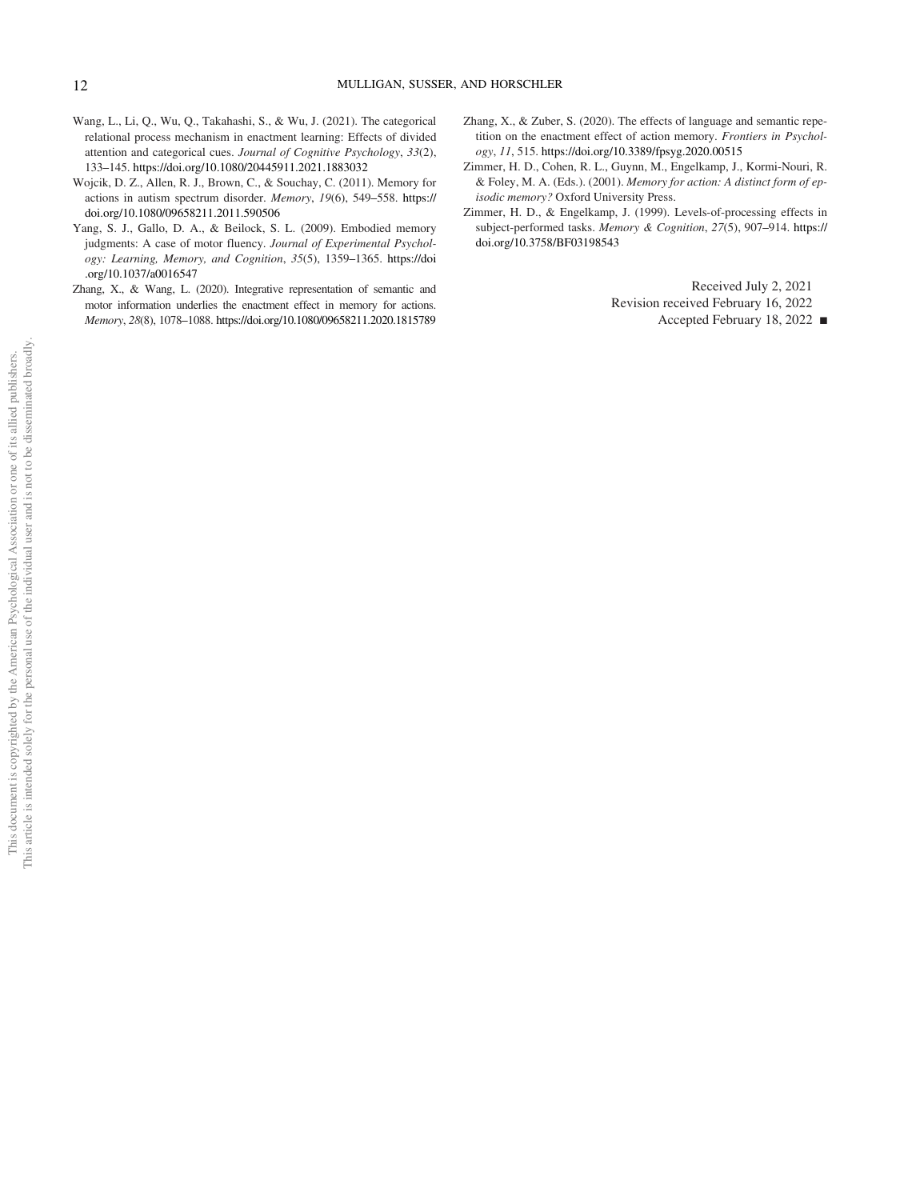Wang, L., Li, Q., Wu, Q., Takahashi, S., & Wu, J. (2021). The categorical relational process mechanism in enactment learning: Effects of divided attention and categorical cues. *Journal of Cognitive Psychology*, *33*(2), 133–145. https://doi.org/10.1080/20445911.2021.1883032

Wojcik, D. Z., Allen, R. J., Brown, C., & Souchay, C. (2011). Memory for actions in autism spectrum disorder. *Memory*, *19*(6), 549–558. https://doi.org/10.1080/09658211.2011.590506

Yang, S. J., Gallo, D. A., & Beilock, S. L. (2009). Embodied memory judgments: A case of motor fluency. *Journal of Experimental Psychology: Learning, Memory, and Cognition*, *35*(5), 1359–1365. https://doi.org/10.1037/a0016547

Zhang, X., & Wang, L. (2020). Integrative representation of semantic and motor information underlies the enactment effect in memory for actions. *Memory*, *28*(8), 1078–1088. https://doi.org/10.1080/09658211.2020.1815789

Zhang, X., & Zuber, S. (2020). The effects of language and semantic repetition on the enactment effect of action memory. *Frontiers in Psychology*, *11*, 515. https://doi.org/10.3389/fpsyg.2020.00515

Zimmer, H. D., Cohen, R. L., Guynn, M., Engelkamp, J., Kormi-Nouri, R. & Foley, M. A. (Eds.). (2001). *Memory for action: A distinct form of episodic memory?* Oxford University Press.

Zimmer, H. D., & Engelkamp, J. (1999). Levels-of-processing effects in subject-performed tasks. *Memory & Cognition*, *27*(5), 907–914. https://doi.org/10.3758/BF03198543

Received July 2, 2021
Revision received February 16, 2022
Accepted February 18, 2022 ■